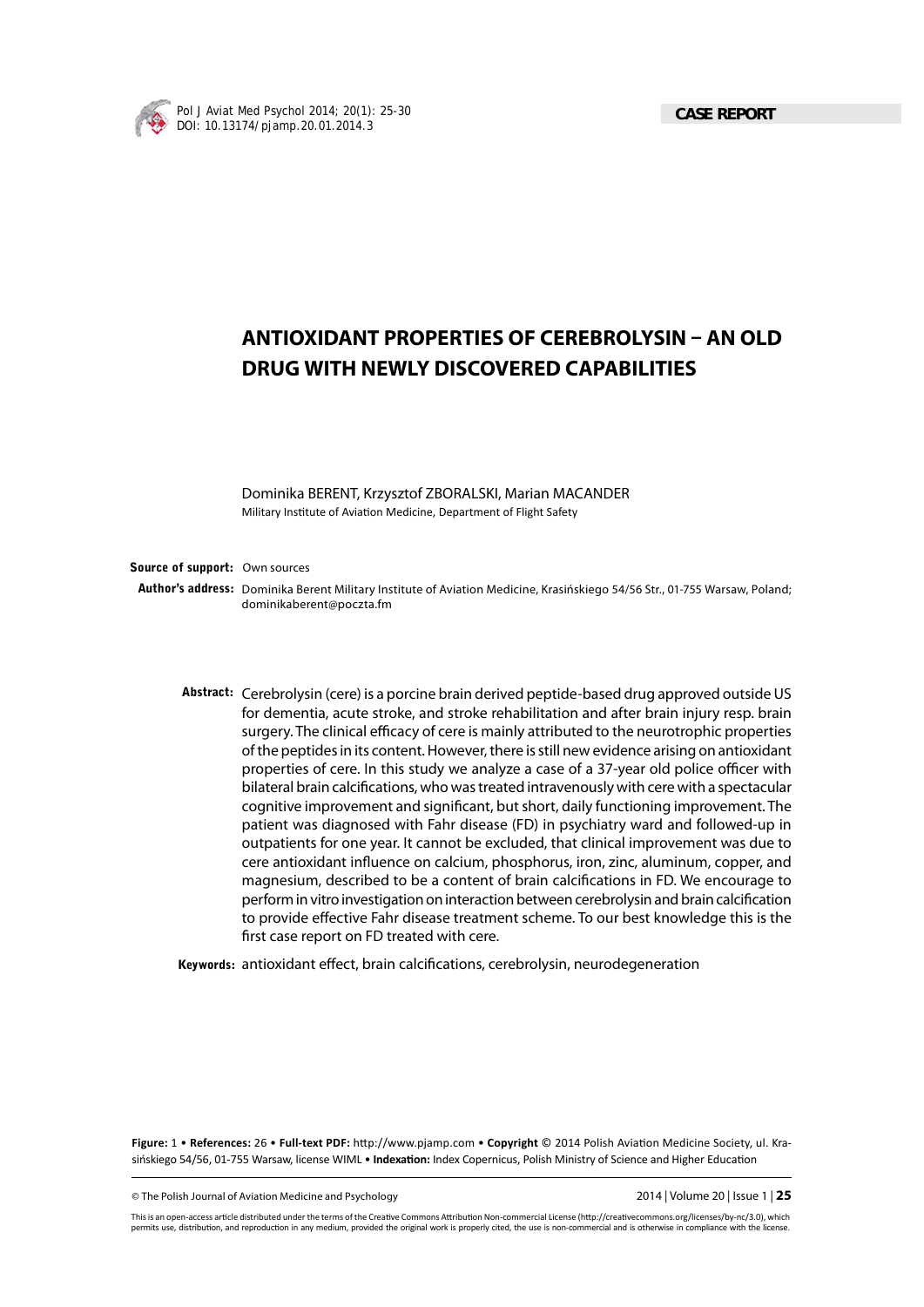CASE REPORT

# ANTIOXIDANT PROPERTIES OF CEREBROLYSIN – AN OLD DRUG WITH NEWLY DISCOVERED CAPABILITIES

Dominika BERENT, Krzysztof ZBORALSKI, Marian MACANDER

Military Institute of Aviation Medicine, Department of Flight Safety

**Source of support:** Own sources

**Author's address:** Dominika Berent Military Institute of Aviation Medicine, Krasińskiego 54/56 Str., 01-755 Warsaw, Poland; dominikaberent@poczta.fm

**Abstract:** Cerebrolysin (cere) is a porcine brain derived peptide-based drug approved outside US for dementia, acute stroke, and stroke rehabilitation and after brain injury resp. brain surgery. The clinical efficacy of cere is mainly attributed to the neurotrophic properties of the peptides in its content. However, there is still new evidence arising on antioxidant properties of cere. In this study we analyze a case of a 37-year old police officer with bilateral brain calcifications, who was treated intravenously with cere with a spectacular cognitive improvement and significant, but short, daily functioning improvement. The patient was diagnosed with Fahr disease (FD) in psychiatry ward and followed-up in outpatients for one year. It cannot be excluded, that clinical improvement was due to cere antioxidant influence on calcium, phosphorus, iron, zinc, aluminum, copper, and magnesium, described to be a content of brain calcifications in FD. We encourage to perform in vitro investigation on interaction between cerebrolysin and brain calcification to provide effective Fahr disease treatment scheme. To our best knowledge this is the first case report on FD treated with cere.

**Keywords:** antioxidant effect, brain calcifications, cerebrolysin, neurodegeneration

**Figure:** 1 • **References:** 26 • **Full-text PDF:** http://www.pjamp.com • **Copyright** © 2014 Polish Aviation Medicine Society, ul. Krasińskiego 54/56, 01-755 Warsaw, license WIML • **Indexation:** Index Copernicus, Polish Ministry of Science and Higher Education

This is an open-access article distributed under the terms of the Creative Commons Attribution Non-commercial License (http://creativecommons.org/licenses/by-nc/3.0), which permits use, distribution, and reproduction in any medium, provided the original work is properly cited, the use is non-commercial and is otherwise in compliance with the license.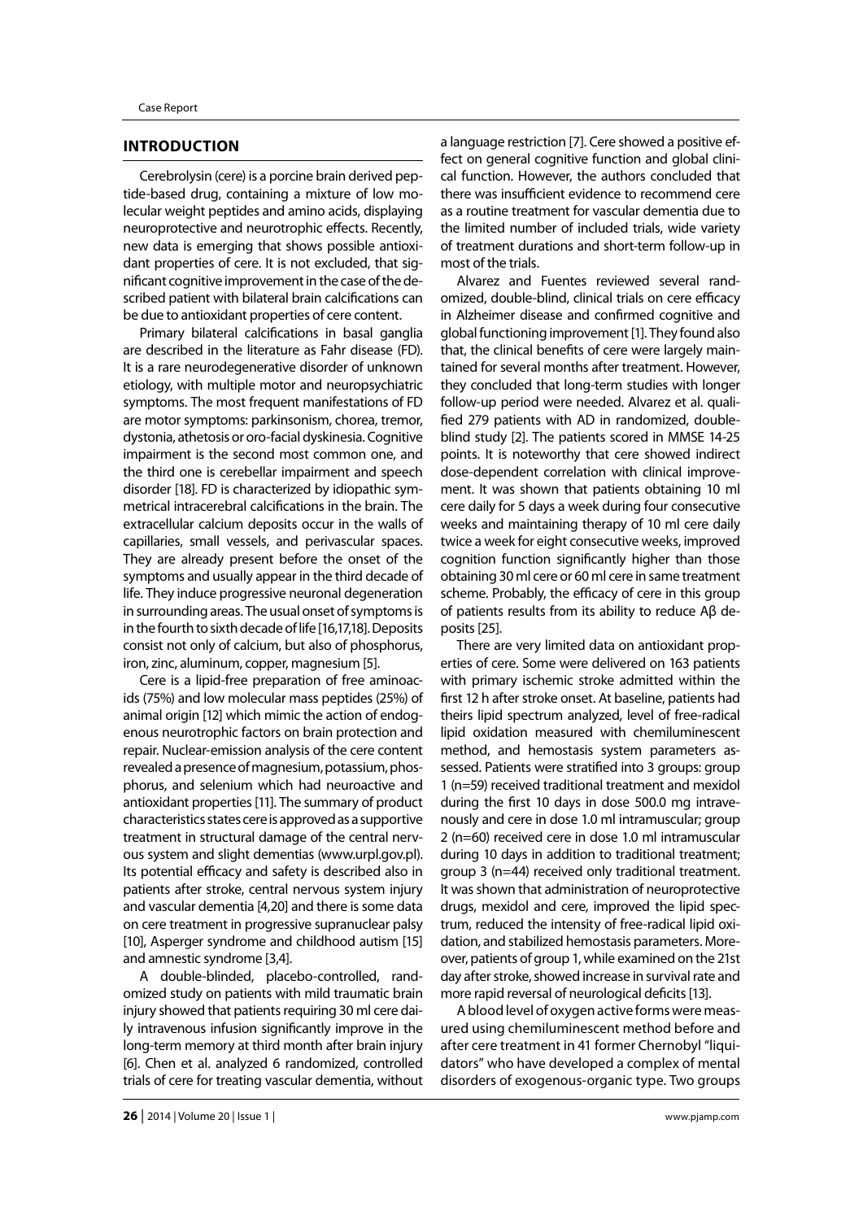## INTRODUCTION

Cerebrolysin (cere) is a porcine brain derived peptide-based drug, containing a mixture of low molecular weight peptides and amino acids, displaying neuroprotective and neurotrophic effects. Recently, new data is emerging that shows possible antioxidant properties of cere. It is not excluded, that significant cognitive improvement in the case of the described patient with bilateral brain calcifications can be due to antioxidant properties of cere content.

Primary bilateral calcifications in basal ganglia are described in the literature as Fahr disease (FD). It is a rare neurodegenerative disorder of unknown etiology, with multiple motor and neuropsychiatric symptoms. The most frequent manifestations of FD are motor symptoms: parkinsonism, chorea, tremor, dystonia, athetosis or oro-facial dyskinesia. Cognitive impairment is the second most common one, and the third one is cerebellar impairment and speech disorder [18]. FD is characterized by idiopathic symmetrical intracerebral calcifications in the brain. The extracellular calcium deposits occur in the walls of capillaries, small vessels, and perivascular spaces. They are already present before the onset of the symptoms and usually appear in the third decade of life. They induce progressive neuronal degeneration in surrounding areas. The usual onset of symptoms is in the fourth to sixth decade of life [16,17,18]. Deposits consist not only of calcium, but also of phosphorus, iron, zinc, aluminum, copper, magnesium [5].

Cere is a lipid-free preparation of free aminoacids (75%) and low molecular mass peptides (25%) of animal origin [12] which mimic the action of endogenous neurotrophic factors on brain protection and repair. Nuclear-emission analysis of the cere content revealed a presence of magnesium, potassium, phosphorus, and selenium which had neuroactive and antioxidant properties [11]. The summary of product characteristics states cere is approved as a supportive treatment in structural damage of the central nervous system and slight dementias (www.urpl.gov.pl). Its potential efficacy and safety is described also in patients after stroke, central nervous system injury and vascular dementia [4,20] and there is some data on cere treatment in progressive supranuclear palsy [10], Asperger syndrome and childhood autism [15] and amnestic syndrome [3,4].

A double-blinded, placebo-controlled, randomized study on patients with mild traumatic brain injury showed that patients requiring 30 ml cere daily intravenous infusion significantly improve in the long-term memory at third month after brain injury [6]. Chen et al. analyzed 6 randomized, controlled trials of cere for treating vascular dementia, without a language restriction [7]. Cere showed a positive effect on general cognitive function and global clinical function. However, the authors concluded that there was insufficient evidence to recommend cere as a routine treatment for vascular dementia due to the limited number of included trials, wide variety of treatment durations and short-term follow-up in most of the trials.

Alvarez and Fuentes reviewed several randomized, double-blind, clinical trials on cere efficacy in Alzheimer disease and confirmed cognitive and global functioning improvement [1]. They found also that, the clinical benefits of cere were largely maintained for several months after treatment. However, they concluded that long-term studies with longer follow-up period were needed. Alvarez et al. qualified 279 patients with AD in randomized, double-blind study [2]. The patients scored in MMSE 14-25 points. It is noteworthy that cere showed indirect dose-dependent correlation with clinical improvement. It was shown that patients obtaining 10 ml cere daily for 5 days a week during four consecutive weeks and maintaining therapy of 10 ml cere daily twice a week for eight consecutive weeks, improved cognition function significantly higher than those obtaining 30 ml cere or 60 ml cere in same treatment scheme. Probably, the efficacy of cere in this group of patients results from its ability to reduce Aβ deposits [25].

There are very limited data on antioxidant properties of cere. Some were delivered on 163 patients with primary ischemic stroke admitted within the first 12 h after stroke onset. At baseline, patients had theirs lipid spectrum analyzed, level of free-radical lipid oxidation measured with chemiluminescent method, and hemostasis system parameters assessed. Patients were stratified into 3 groups: group 1 (n=59) received traditional treatment and mexidol during the first 10 days in dose 500.0 mg intravenously and cere in dose 1.0 ml intramuscular; group 2 (n=60) received cere in dose 1.0 ml intramuscular during 10 days in addition to traditional treatment; group 3 (n=44) received only traditional treatment. It was shown that administration of neuroprotective drugs, mexidol and cere, improved the lipid spectrum, reduced the intensity of free-radical lipid oxidation, and stabilized hemostasis parameters. Moreover, patients of group 1, while examined on the 21st day after stroke, showed increase in survival rate and more rapid reversal of neurological deficits [13].

A blood level of oxygen active forms were measured using chemiluminescent method before and after cere treatment in 41 former Chernobyl "liquidators" who have developed a complex of mental disorders of exogenous-organic type. Two groups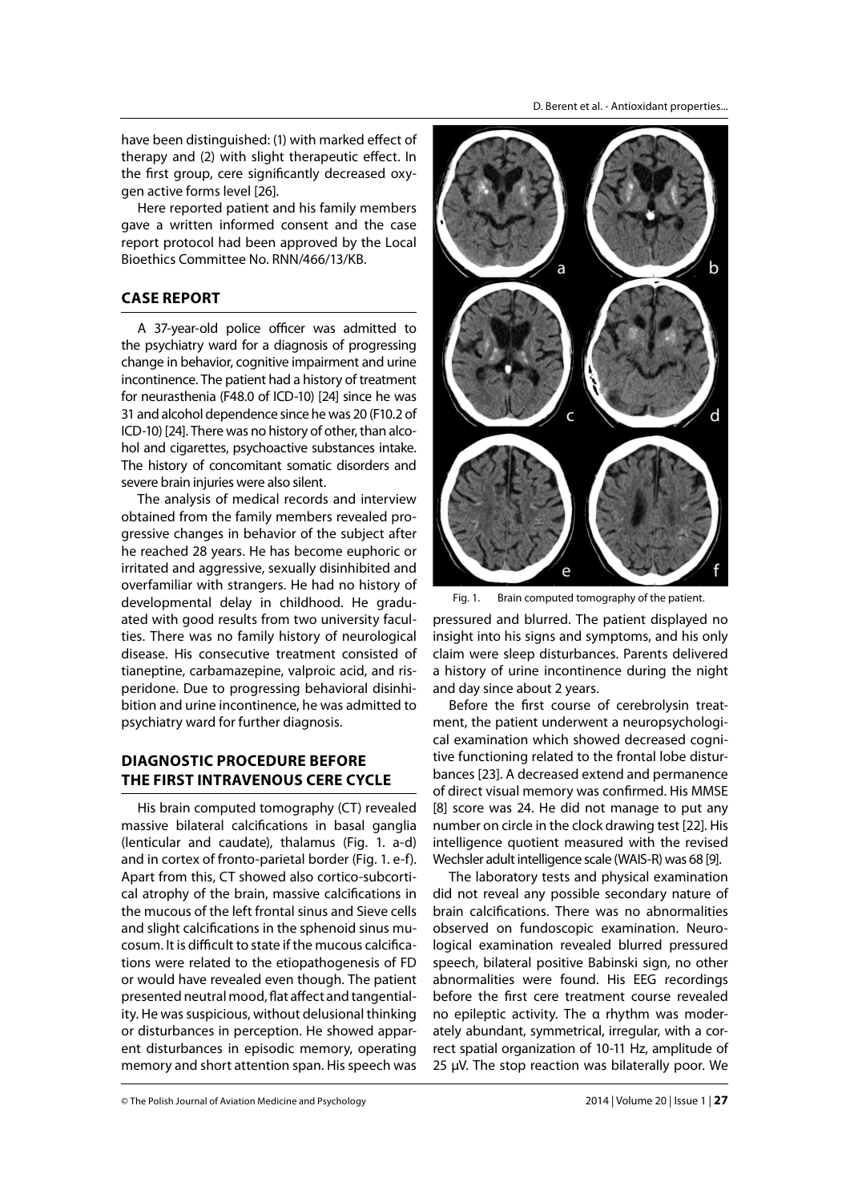have been distinguished: (1) with marked effect of therapy and (2) with slight therapeutic effect. In the first group, cere significantly decreased oxygen active forms level [26].

Here reported patient and his family members gave a written informed consent and the case report protocol had been approved by the Local Bioethics Committee No. RNN/466/13/KB.

## CASE REPORT

A 37-year-old police officer was admitted to the psychiatry ward for a diagnosis of progressing change in behavior, cognitive impairment and urine incontinence. The patient had a history of treatment for neurasthenia (F48.0 of ICD-10) [24] since he was 31 and alcohol dependence since he was 20 (F10.2 of ICD-10) [24]. There was no history of other, than alcohol and cigarettes, psychoactive substances intake. The history of concomitant somatic disorders and severe brain injuries were also silent.

The analysis of medical records and interview obtained from the family members revealed progressive changes in behavior of the subject after he reached 28 years. He has become euphoric or irritated and aggressive, sexually disinhibited and overfamiliar with strangers. He had no history of developmental delay in childhood. He graduated with good results from two university faculties. There was no family history of neurological disease. His consecutive treatment consisted of tianeptine, carbamazepine, valproic acid, and risperidone. Due to progressing behavioral disinhibition and urine incontinence, he was admitted to psychiatry ward for further diagnosis.

## DIAGNOSTIC PROCEDURE BEFORE THE FIRST INTRAVENOUS CERE CYCLE

His brain computed tomography (CT) revealed massive bilateral calcifications in basal ganglia (lenticular and caudate), thalamus (Fig. 1. a-d) and in cortex of fronto-parietal border (Fig. 1. e-f). Apart from this, CT showed also cortico-subcortical atrophy of the brain, massive calcifications in the mucous of the left frontal sinus and Sieve cells and slight calcifications in the sphenoid sinus mucosum. It is difficult to state if the mucous calcifications were related to the etiopathogenesis of FD or would have revealed even though. The patient presented neutral mood, flat affect and tangentiality. He was suspicious, without delusional thinking or disturbances in perception. He showed apparent disturbances in episodic memory, operating memory and short attention span. His speech was pressured and blurred. The patient displayed no insight into his signs and symptoms, and his only claim were sleep disturbances. Parents delivered a history of urine incontinence during the night and day since about 2 years.

Fig. 1. Brain computed tomography of the patient.

Before the first course of cerebrolysin treatment, the patient underwent a neuropsychological examination which showed decreased cognitive functioning related to the frontal lobe disturbances [23]. A decreased extend and permanence of direct visual memory was confirmed. His MMSE [8] score was 24. He did not manage to put any number on circle in the clock drawing test [22]. His intelligence quotient measured with the revised Wechsler adult intelligence scale (WAIS-R) was 68 [9].

The laboratory tests and physical examination did not reveal any possible secondary nature of brain calcifications. There was no abnormalities observed on fundoscopic examination. Neurological examination revealed blurred pressured speech, bilateral positive Babinski sign, no other abnormalities were found. His EEG recordings before the first cere treatment course revealed no epileptic activity. The α rhythm was moderately abundant, symmetrical, irregular, with a correct spatial organization of 10-11 Hz, amplitude of 25 μV. The stop reaction was bilaterally poor. We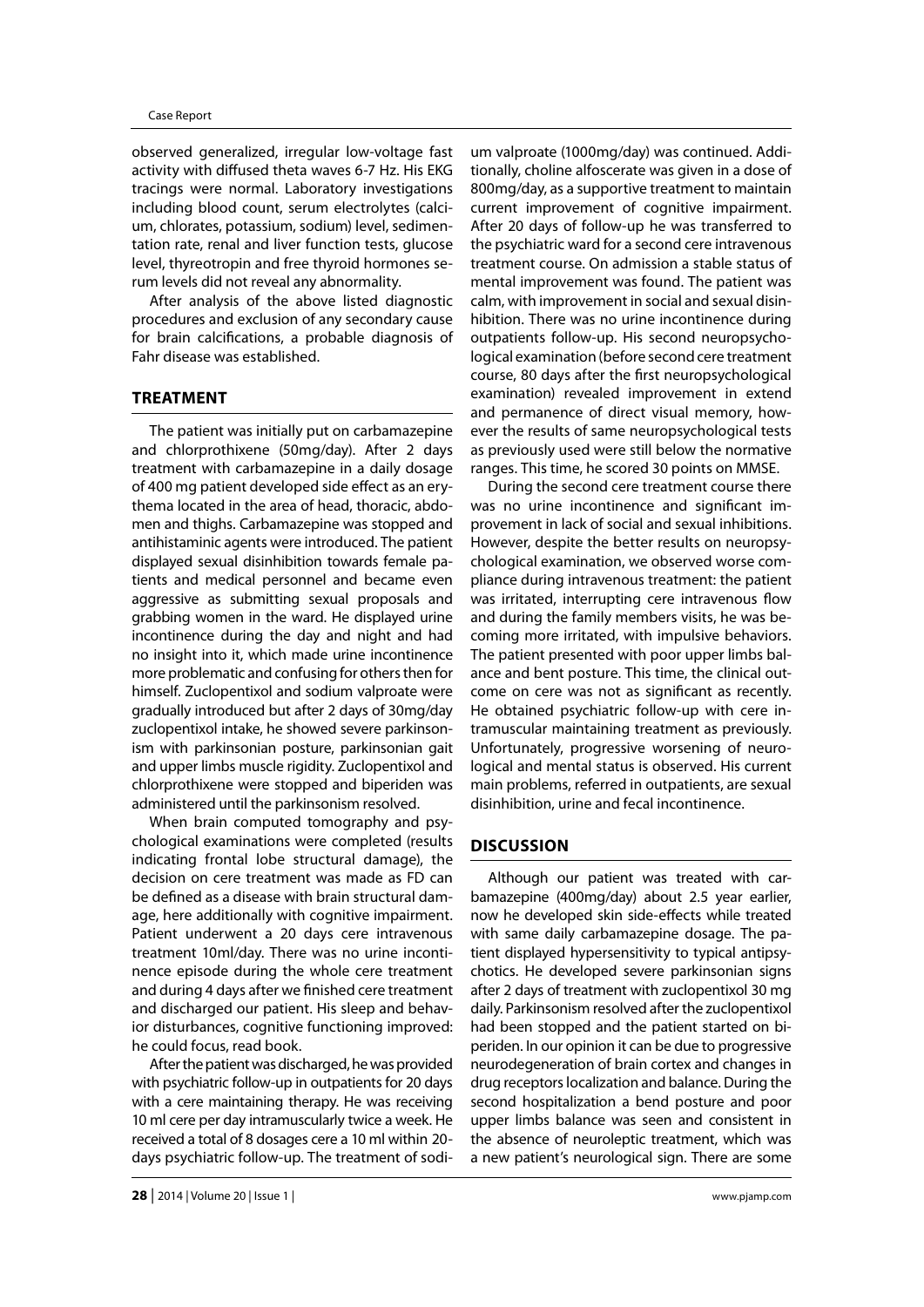observed generalized, irregular low-voltage fast activity with diffused theta waves 6-7 Hz. His EKG tracings were normal. Laboratory investigations including blood count, serum electrolytes (calcium, chlorates, potassium, sodium) level, sedimentation rate, renal and liver function tests, glucose level, thyreotropin and free thyroid hormones serum levels did not reveal any abnormality.

After analysis of the above listed diagnostic procedures and exclusion of any secondary cause for brain calcifications, a probable diagnosis of Fahr disease was established.

## TREATMENT

The patient was initially put on carbamazepine and chlorprothixene (50mg/day). After 2 days treatment with carbamazepine in a daily dosage of 400 mg patient developed side effect as an erythema located in the area of head, thoracic, abdomen and thighs. Carbamazepine was stopped and antihistaminic agents were introduced. The patient displayed sexual disinhibition towards female patients and medical personnel and became even aggressive as submitting sexual proposals and grabbing women in the ward. He displayed urine incontinence during the day and night and had no insight into it, which made urine incontinence more problematic and confusing for others then for himself. Zuclopentixol and sodium valproate were gradually introduced but after 2 days of 30mg/day zuclopentixol intake, he showed severe parkinsonism with parkinsonian posture, parkinsonian gait and upper limbs muscle rigidity. Zuclopentixol and chlorprothixene were stopped and biperiden was administered until the parkinsonism resolved.

When brain computed tomography and psychological examinations were completed (results indicating frontal lobe structural damage), the decision on cere treatment was made as FD can be defined as a disease with brain structural damage, here additionally with cognitive impairment. Patient underwent a 20 days cere intravenous treatment 10ml/day. There was no urine incontinence episode during the whole cere treatment and during 4 days after we finished cere treatment and discharged our patient. His sleep and behavior disturbances, cognitive functioning improved: he could focus, read book.

After the patient was discharged, he was provided with psychiatric follow-up in outpatients for 20 days with a cere maintaining therapy. He was receiving 10 ml cere per day intramuscularly twice a week. He received a total of 8 dosages cere a 10 ml within 20-days psychiatric follow-up. The treatment of sodium valproate (1000mg/day) was continued. Additionally, choline alfoscerate was given in a dose of 800mg/day, as a supportive treatment to maintain current improvement of cognitive impairment. After 20 days of follow-up he was transferred to the psychiatric ward for a second cere intravenous treatment course. On admission a stable status of mental improvement was found. The patient was calm, with improvement in social and sexual disinhibition. There was no urine incontinence during outpatients follow-up. His second neuropsychological examination (before second cere treatment course, 80 days after the first neuropsychological examination) revealed improvement in extend and permanence of direct visual memory, however the results of same neuropsychological tests as previously used were still below the normative ranges. This time, he scored 30 points on MMSE.

During the second cere treatment course there was no urine incontinence and significant improvement in lack of social and sexual inhibitions. However, despite the better results on neuropsychological examination, we observed worse compliance during intravenous treatment: the patient was irritated, interrupting cere intravenous flow and during the family members visits, he was becoming more irritated, with impulsive behaviors. The patient presented with poor upper limbs balance and bent posture. This time, the clinical outcome on cere was not as significant as recently. He obtained psychiatric follow-up with cere intramuscular maintaining treatment as previously. Unfortunately, progressive worsening of neurological and mental status is observed. His current main problems, referred in outpatients, are sexual disinhibition, urine and fecal incontinence.

## DISCUSSION

Although our patient was treated with carbamazepine (400mg/day) about 2.5 year earlier, now he developed skin side-effects while treated with same daily carbamazepine dosage. The patient displayed hypersensitivity to typical antipsychotics. He developed severe parkinsonian signs after 2 days of treatment with zuclopentixol 30 mg daily. Parkinsonism resolved after the zuclopentixol had been stopped and the patient started on biperiden. In our opinion it can be due to progressive neurodegeneration of brain cortex and changes in drug receptors localization and balance. During the second hospitalization a bend posture and poor upper limbs balance was seen and consistent in the absence of neuroleptic treatment, which was a new patient's neurological sign. There are some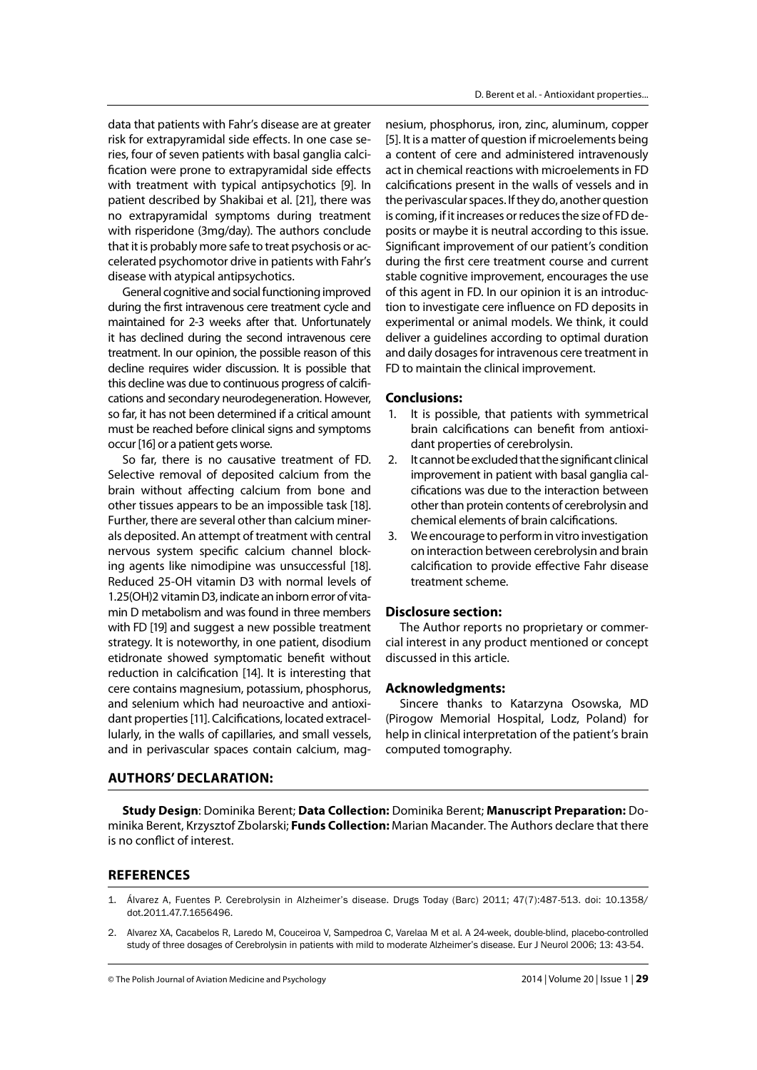data that patients with Fahr's disease are at greater risk for extrapyramidal side effects. In one case series, four of seven patients with basal ganglia calcification were prone to extrapyramidal side effects with treatment with typical antipsychotics [9]. In patient described by Shakibai et al. [21], there was no extrapyramidal symptoms during treatment with risperidone (3mg/day). The authors conclude that it is probably more safe to treat psychosis or accelerated psychomotor drive in patients with Fahr's disease with atypical antipsychotics.

General cognitive and social functioning improved during the first intravenous cere treatment cycle and maintained for 2-3 weeks after that. Unfortunately it has declined during the second intravenous cere treatment. In our opinion, the possible reason of this decline requires wider discussion. It is possible that this decline was due to continuous progress of calcifications and secondary neurodegeneration. However, so far, it has not been determined if a critical amount must be reached before clinical signs and symptoms occur [16] or a patient gets worse.

So far, there is no causative treatment of FD. Selective removal of deposited calcium from the brain without affecting calcium from bone and other tissues appears to be an impossible task [18]. Further, there are several other than calcium minerals deposited. An attempt of treatment with central nervous system specific calcium channel blocking agents like nimodipine was unsuccessful [18]. Reduced 25-OH vitamin D3 with normal levels of 1.25(OH)2 vitamin D3, indicate an inborn error of vitamin D metabolism and was found in three members with FD [19] and suggest a new possible treatment strategy. It is noteworthy, in one patient, disodium etidronate showed symptomatic benefit without reduction in calcification [14]. It is interesting that cere contains magnesium, potassium, phosphorus, and selenium which had neuroactive and antioxidant properties [11]. Calcifications, located extracellularly, in the walls of capillaries, and small vessels, and in perivascular spaces contain calcium, magnesium, phosphorus, iron, zinc, aluminum, copper [5]. It is a matter of question if microelements being a content of cere and administered intravenously act in chemical reactions with microelements in FD calcifications present in the walls of vessels and in the perivascular spaces. If they do, another question is coming, if it increases or reduces the size of FD deposits or maybe it is neutral according to this issue. Significant improvement of our patient's condition during the first cere treatment course and current stable cognitive improvement, encourages the use of this agent in FD. In our opinion it is an introduction to investigate cere influence on FD deposits in experimental or animal models. We think, it could deliver a guidelines according to optimal duration and daily dosages for intravenous cere treatment in FD to maintain the clinical improvement.

## Conclusions:

1. It is possible, that patients with symmetrical brain calcifications can benefit from antioxidant properties of cerebrolysin.
2. It cannot be excluded that the significant clinical improvement in patient with basal ganglia calcifications was due to the interaction between other than protein contents of cerebrolysin and chemical elements of brain calcifications.
3. We encourage to perform in vitro investigation on interaction between cerebrolysin and brain calcification to provide effective Fahr disease treatment scheme.

## Disclosure section:

The Author reports no proprietary or commercial interest in any product mentioned or concept discussed in this article.

## Acknowledgments:

Sincere thanks to Katarzyna Osowska, MD (Pirogow Memorial Hospital, Lodz, Poland) for help in clinical interpretation of the patient's brain computed tomography.

## AUTHORS' DECLARATION:

**Study Design**: Dominika Berent; **Data Collection:** Dominika Berent; **Manuscript Preparation:** Dominika Berent, Krzysztof Zbolarski; **Funds Collection:** Marian Macander. The Authors declare that there is no conflict of interest.

## REFERENCES

1. Álvarez A, Fuentes P. Cerebrolysin in Alzheimer's disease. Drugs Today (Barc) 2011; 47(7):487-513. doi: 10.1358/dot.2011.47.7.1656496.
2. Alvarez XA, Cacabelos R, Laredo M, Couceiroa V, Sampedroa C, Varelaa M et al. A 24-week, double-blind, placebo-controlled study of three dosages of Cerebrolysin in patients with mild to moderate Alzheimer's disease. Eur J Neurol 2006; 13: 43-54.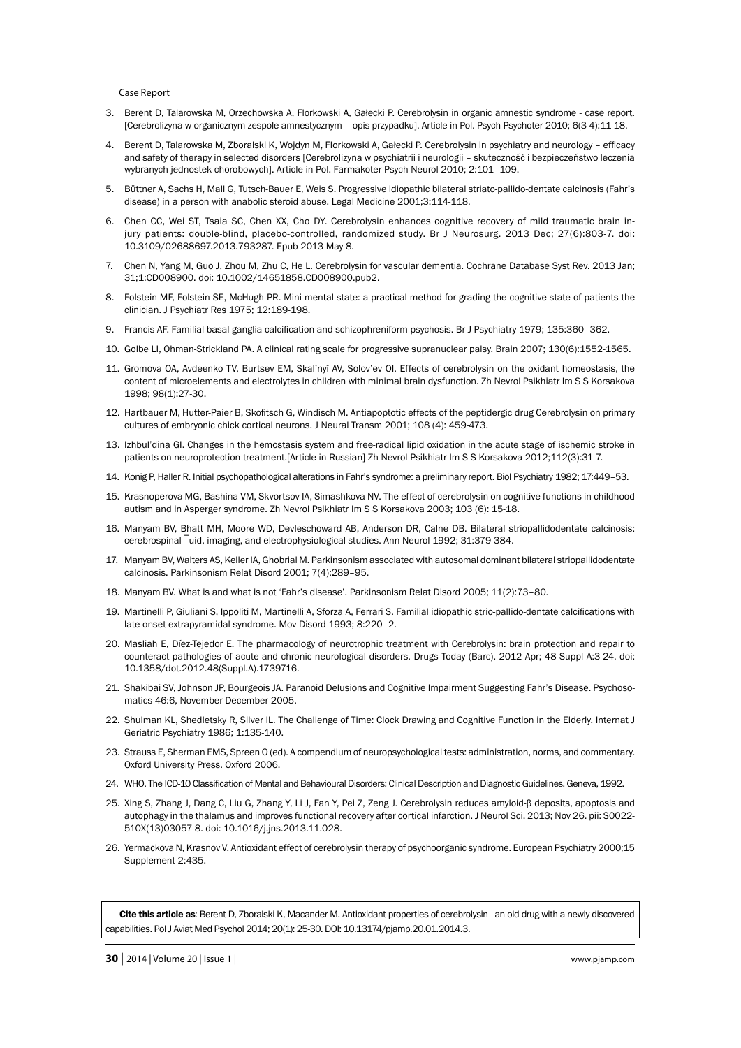3. Berent D, Talarowska M, Orzechowska A, Florkowski A, Gałecki P. Cerebrolysin in organic amnestic syndrome - case report. [Cerebrolizyna w organicznym zespole amnestycznym – opis przypadku]. Article in Pol. Psych Psychoter 2010; 6(3-4):11-18.
4. Berent D, Talarowska M, Zboralski K, Wojdyn M, Florkowski A, Gałecki P. Cerebrolysin in psychiatry and neurology – efficacy and safety of therapy in selected disorders [Cerebrolizyna w psychiatrii i neurologii – skuteczność i bezpieczeństwo leczenia wybranych jednostek chorobowych]. Article in Pol. Farmakoter Psych Neurol 2010; 2:101–109.
5. Büttner A, Sachs H, Mall G, Tutsch-Bauer E, Weis S. Progressive idiopathic bilateral striato-pallido-dentate calcinosis (Fahr's disease) in a person with anabolic steroid abuse. Legal Medicine 2001;3:114-118.
6. Chen CC, Wei ST, Tsaia SC, Chen XX, Cho DY. Cerebrolysin enhances cognitive recovery of mild traumatic brain injury patients: double-blind, placebo-controlled, randomized study. Br J Neurosurg. 2013 Dec; 27(6):803-7. doi: 10.3109/02688697.2013.793287. Epub 2013 May 8.
7. Chen N, Yang M, Guo J, Zhou M, Zhu C, He L. Cerebrolysin for vascular dementia. Cochrane Database Syst Rev. 2013 Jan; 31;1:CD008900. doi: 10.1002/14651858.CD008900.pub2.
8. Folstein MF, Folstein SE, McHugh PR. Mini mental state: a practical method for grading the cognitive state of patients the clinician. J Psychiatr Res 1975; 12:189-198.
9. Francis AF. Familial basal ganglia calcification and schizophreniform psychosis. Br J Psychiatry 1979; 135:360–362.
10. Golbe LI, Ohman-Strickland PA. A clinical rating scale for progressive supranuclear palsy. Brain 2007; 130(6):1552-1565.
11. Gromova OA, Avdeenko TV, Burtsev EM, Skal'nyĭ AV, Solov'ev OI. Effects of cerebrolysin on the oxidant homeostasis, the content of microelements and electrolytes in children with minimal brain dysfunction. Zh Nevrol Psikhiatr Im S S Korsakova 1998; 98(1):27-30.
12. Hartbauer M, Hutter-Paier B, Skofitsch G, Windisch M. Antiapoptotic effects of the peptidergic drug Cerebrolysin on primary cultures of embryonic chick cortical neurons. J Neural Transm 2001; 108 (4): 459-473.
13. Izhbul'dina GI. Changes in the hemostasis system and free-radical lipid oxidation in the acute stage of ischemic stroke in patients on neuroprotection treatment.[Article in Russian] Zh Nevrol Psikhiatr Im S S Korsakova 2012;112(3):31-7.
14. Konig P, Haller R. Initial psychopathological alterations in Fahr's syndrome: a preliminary report. Biol Psychiatry 1982; 17:449–53.
15. Krasnoperova MG, Bashina VM, Skvortsov IA, Simashkova NV. The effect of cerebrolysin on cognitive functions in childhood autism and in Asperger syndrome. Zh Nevrol Psikhiatr Im S S Korsakova 2003; 103 (6): 15-18.
16. Manyam BV, Bhatt MH, Moore WD, Devleschoward AB, Anderson DR, Calne DB. Bilateral striopallidodentate calcinosis: cerebrospinal ¯uid, imaging, and electrophysiological studies. Ann Neurol 1992; 31:379-384.
17. Manyam BV, Walters AS, Keller IA, Ghobrial M. Parkinsonism associated with autosomal dominant bilateral striopallidodentate calcinosis. Parkinsonism Relat Disord 2001; 7(4):289–95.
18. Manyam BV. What is and what is not 'Fahr's disease'. Parkinsonism Relat Disord 2005; 11(2):73–80.
19. Martinelli P, Giuliani S, Ippoliti M, Martinelli A, Sforza A, Ferrari S. Familial idiopathic strio-pallido-dentate calcifications with late onset extrapyramidal syndrome. Mov Disord 1993; 8:220–2.
20. Masliah E, Díez-Tejedor E. The pharmacology of neurotrophic treatment with Cerebrolysin: brain protection and repair to counteract pathologies of acute and chronic neurological disorders. Drugs Today (Barc). 2012 Apr; 48 Suppl A:3-24. doi: 10.1358/dot.2012.48(Suppl.A).1739716.
21. Shakibai SV, Johnson JP, Bourgeois JA. Paranoid Delusions and Cognitive Impairment Suggesting Fahr's Disease. Psychosomatics 46:6, November-December 2005.
22. Shulman KL, Shedletsky R, Silver IL. The Challenge of Time: Clock Drawing and Cognitive Function in the Elderly. Internat J Geriatric Psychiatry 1986; 1:135-140.
23. Strauss E, Sherman EMS, Spreen O (ed). A compendium of neuropsychological tests: administration, norms, and commentary. Oxford University Press. Oxford 2006.
24. WHO. The ICD-10 Classification of Mental and Behavioural Disorders: Clinical Description and Diagnostic Guidelines. Geneva, 1992.
25. Xing S, Zhang J, Dang C, Liu G, Zhang Y, Li J, Fan Y, Pei Z, Zeng J. Cerebrolysin reduces amyloid-β deposits, apoptosis and autophagy in the thalamus and improves functional recovery after cortical infarction. J Neurol Sci. 2013; Nov 26. pii: S0022-510X(13)03057-8. doi: 10.1016/j.jns.2013.11.028.
26. Yermackova N, Krasnov V. Antioxidant effect of cerebrolysin therapy of psychoorganic syndrome. European Psychiatry 2000;15 Supplement 2:435.

**Cite this article as**: Berent D, Zboralski K, Macander M. Antioxidant properties of cerebrolysin - an old drug with a newly discovered capabilities. Pol J Aviat Med Psychol 2014; 20(1): 25-30. DOI: 10.13174/pjamp.20.01.2014.3.